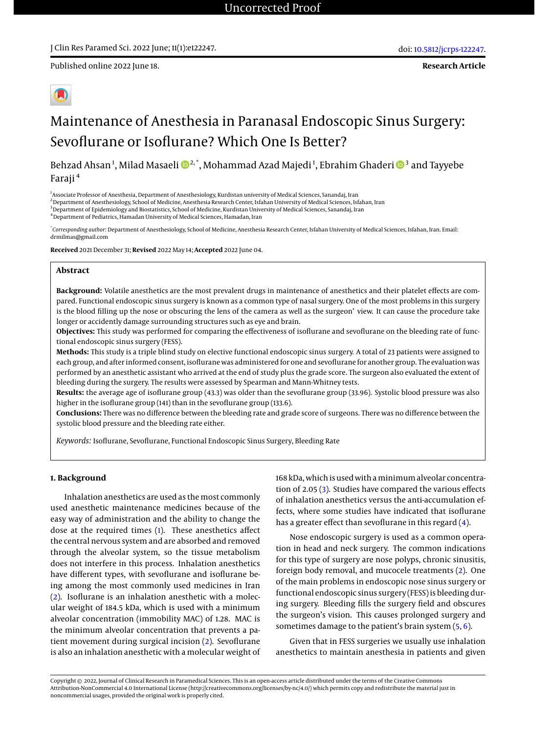Uncorrected Proof

J Clin Res Paramed Sci. 2022 June; 11(1):e122247.

doi: 10.5812/jcrps-122247.

Published online 2022 June 18.

**Research Article**

# Maintenance of Anesthesia in Paranasal Endoscopic Sinus Surgery: Sevoflurane or Isoflurane? Which One Is Better?

Behzad Ahsan[1], Milad Masaeli[2,*], Mohammad Azad Majedi[1], Ebrahim Ghaderi[3] and Tayyebe Faraji[4]

[1]Associate Professor of Anesthesia, Department of Anesthesiology, Kurdistan university of Medical Sciences, Sanandaj, Iran
[2]Department of Anesthesiology, School of Medicine, Anesthesia Research Center, Isfahan University of Medical Sciences, Isfahan, Iran
[3]Department of Epidemiology and Biostatistics, School of Medicine, Kurdistan University of Medical Sciences, Sanandaj, Iran
[4]Department of Pediatrics, Hamadan University of Medical Sciences, Hamadan, Iran

[*]*Corresponding author*: Department of Anesthesiology, School of Medicine, Anesthesia Research Center, Isfahan University of Medical Sciences, Isfahan, Iran. Email: drmilmas@gmail.com

**Received** 2021 December 31; **Revised** 2022 May 14; **Accepted** 2022 June 04.

## Abstract

**Background:** Volatile anesthetics are the most prevalent drugs in maintenance of anesthetics and their platelet effects are compared. Functional endoscopic sinus surgery is known as a common type of nasal surgery. One of the most problems in this surgery is the blood filling up the nose or obscuring the lens of the camera as well as the surgeon' view. It can cause the procedure take longer or accidently damage surrounding structures such as eye and brain.

**Objectives:** This study was performed for comparing the effectiveness of isoflurane and sevoflurane on the bleeding rate of functional endoscopic sinus surgery (FESS).

**Methods:** This study is a triple blind study on elective functional endoscopic sinus surgery. A total of 23 patients were assigned to each group, and after informed consent, isoflurane was administered for one and sevoflurane for another group. The evaluation was performed by an anesthetic assistant who arrived at the end of study plus the grade score. The surgeon also evaluated the extent of bleeding during the surgery. The results were assessed by Spearman and Mann-Whitney tests.

**Results:** the average age of isoflurane group (43.3) was older than the sevoflurane group (33.96). Systolic blood pressure was also higher in the isoflurane group (141) than in the sevoflurane group (133.6).

**Conclusions:** There was no difference between the bleeding rate and grade score of surgeons. There was no difference between the systolic blood pressure and the bleeding rate either.

*Keywords:* Isoflurane, Sevoflurane, Functional Endoscopic Sinus Surgery, Bleeding Rate

## 1. Background

Inhalation anesthetics are used as the most commonly used anesthetic maintenance medicines because of the easy way of administration and the ability to change the dose at the required times (1). These anesthetics affect the central nervous system and are absorbed and removed through the alveolar system, so the tissue metabolism does not interfere in this process. Inhalation anesthetics have different types, with sevoflurane and isoflurane being among the most commonly used medicines in Iran (2). Isoflurane is an inhalation anesthetic with a molecular weight of 184.5 kDa, which is used with a minimum alveolar concentration (immobility MAC) of 1.28. MAC is the minimum alveolar concentration that prevents a patient movement during surgical incision (2). Sevoflurane is also an inhalation anesthetic with a molecular weight of 168 kDa, which is used with a minimum alveolar concentration of 2.05 (3). Studies have compared the various effects of inhalation anesthetics versus the anti-accumulation effects, where some studies have indicated that isoflurane has a greater effect than sevoflurane in this regard (4).

Nose endoscopic surgery is used as a common operation in head and neck surgery. The common indications for this type of surgery are nose polyps, chronic sinusitis, foreign body removal, and mucocele treatments (2). One of the main problems in endoscopic nose sinus surgery or functional endoscopic sinus surgery (FESS) is bleeding during surgery. Bleeding fills the surgery field and obscures the surgeon's vision. This causes prolonged surgery and sometimes damage to the patient's brain system (5, 6).

Given that in FESS surgeries we usually use inhalation anesthetics to maintain anesthesia in patients and given

Copyright © 2022, Journal of Clinical Research in Paramedical Sciences. This is an open-access article distributed under the terms of the Creative Commons Attribution-NonCommercial 4.0 International License (http://creativecommons.org/licenses/by-nc/4.0/) which permits copy and redistribute the material just in noncommercial usages, provided the original work is properly cited.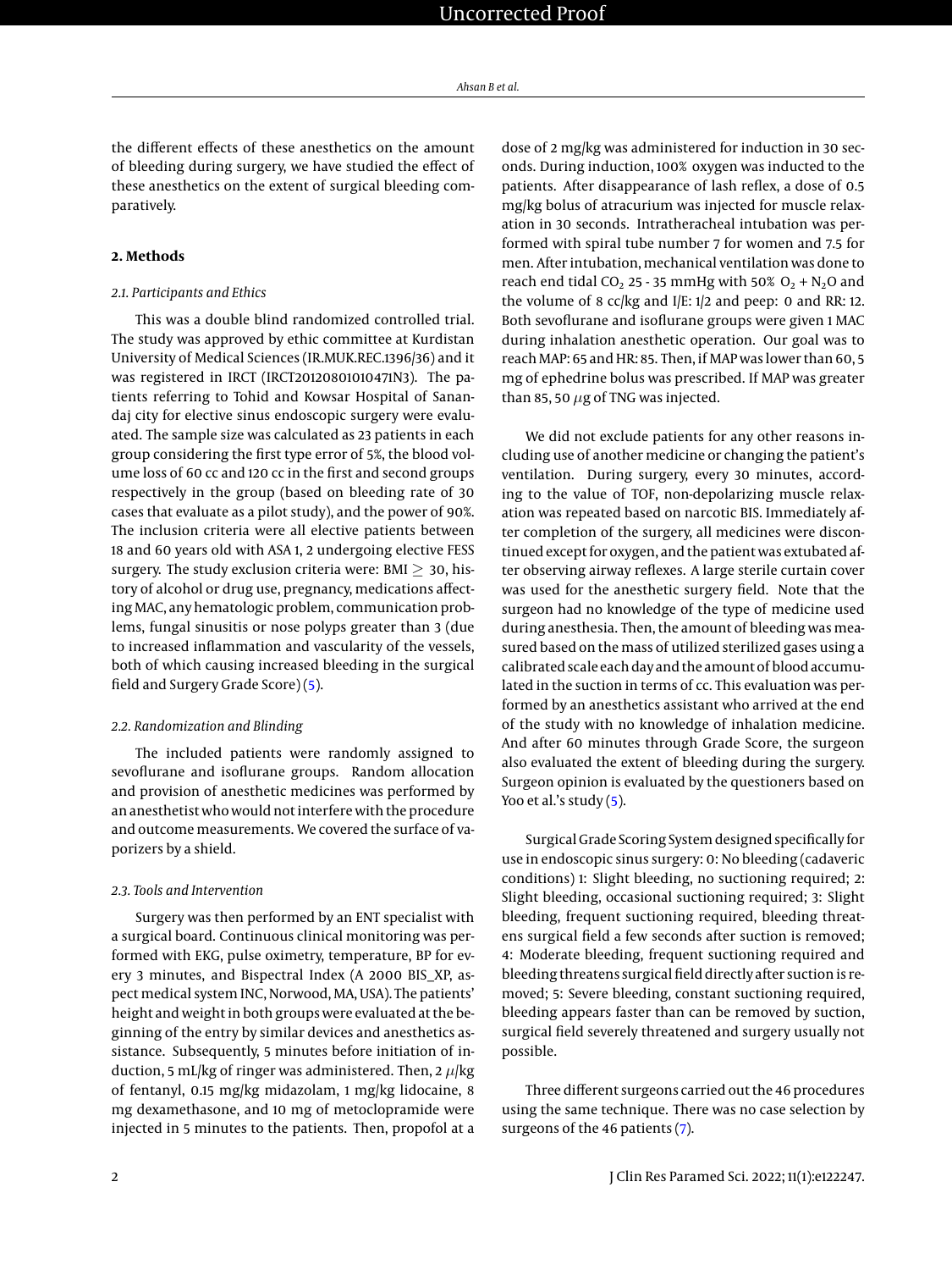the different effects of these anesthetics on the amount of bleeding during surgery, we have studied the effect of these anesthetics on the extent of surgical bleeding comparatively.

## 2. Methods

### 2.1. Participants and Ethics

This was a double blind randomized controlled trial. The study was approved by ethic committee at Kurdistan University of Medical Sciences (IR.MUK.REC.1396/36) and it was registered in IRCT (IRCT20120801010471N3). The patients referring to Tohid and Kowsar Hospital of Sanandaj city for elective sinus endoscopic surgery were evaluated. The sample size was calculated as 23 patients in each group considering the first type error of 5%, the blood volume loss of 60 cc and 120 cc in the first and second groups respectively in the group (based on bleeding rate of 30 cases that evaluate as a pilot study), and the power of 90%. The inclusion criteria were all elective patients between 18 and 60 years old with ASA 1, 2 undergoing elective FESS surgery. The study exclusion criteria were: BMI $\geq$ 30, history of alcohol or drug use, pregnancy, medications affecting MAC, any hematologic problem, communication problems, fungal sinusitis or nose polyps greater than 3 (due to increased inflammation and vascularity of the vessels, both of which causing increased bleeding in the surgical field and Surgery Grade Score) (5).

### 2.2. Randomization and Blinding

The included patients were randomly assigned to sevoflurane and isoflurane groups. Random allocation and provision of anesthetic medicines was performed by an anesthetist who would not interfere with the procedure and outcome measurements. We covered the surface of vaporizers by a shield.

### 2.3. Tools and Intervention

Surgery was then performed by an ENT specialist with a surgical board. Continuous clinical monitoring was performed with EKG, pulse oximetry, temperature, BP for every 3 minutes, and Bispectral Index (A 2000 BIS_XP, aspect medical system INC, Norwood, MA, USA). The patients' height and weight in both groups were evaluated at the beginning of the entry by similar devices and anesthetics assistance. Subsequently, 5 minutes before initiation of induction, 5 mL/kg of ringer was administered. Then, 2 $\mu$/kg of fentanyl, 0.15 mg/kg midazolam, 1 mg/kg lidocaine, 8 mg dexamethasone, and 10 mg of metoclopramide were injected in 5 minutes to the patients. Then, propofol at a dose of 2 mg/kg was administered for induction in 30 seconds. During induction, 100% oxygen was inducted to the patients. After disappearance of lash reflex, a dose of 0.5 mg/kg bolus of atracurium was injected for muscle relaxation in 30 seconds. Intratheracheal intubation was performed with spiral tube number 7 for women and 7.5 for men. After intubation, mechanical ventilation was done to reach end tidal $CO_2$ 25 - 35 mmHg with 50% $O_2$ + $N_2O$ and the volume of 8 cc/kg and I/E: 1/2 and peep: 0 and RR: 12. Both sevoflurane and isoflurane groups were given 1 MAC during inhalation anesthetic operation. Our goal was to reach MAP: 65 and HR: 85. Then, if MAP was lower than 60, 5 mg of ephedrine bolus was prescribed. If MAP was greater than 85, 50 $\mu$g of TNG was injected.

We did not exclude patients for any other reasons including use of another medicine or changing the patient's ventilation. During surgery, every 30 minutes, according to the value of TOF, non-depolarizing muscle relaxation was repeated based on narcotic BIS. Immediately after completion of the surgery, all medicines were discontinued except for oxygen, and the patient was extubated after observing airway reflexes. A large sterile curtain cover was used for the anesthetic surgery field. Note that the surgeon had no knowledge of the type of medicine used during anesthesia. Then, the amount of bleeding was measured based on the mass of utilized sterilized gases using a calibrated scale each day and the amount of blood accumulated in the suction in terms of cc. This evaluation was performed by an anesthetics assistant who arrived at the end of the study with no knowledge of inhalation medicine. And after 60 minutes through Grade Score, the surgeon also evaluated the extent of bleeding during the surgery. Surgeon opinion is evaluated by the questioners based on Yoo et al.'s study (5).

Surgical Grade Scoring System designed specifically for use in endoscopic sinus surgery: 0: No bleeding (cadaveric conditions) 1: Slight bleeding, no suctioning required; 2: Slight bleeding, occasional suctioning required; 3: Slight bleeding, frequent suctioning required, bleeding threatens surgical field a few seconds after suction is removed; 4: Moderate bleeding, frequent suctioning required and bleeding threatens surgical field directly after suction is removed; 5: Severe bleeding, constant suctioning required, bleeding appears faster than can be removed by suction, surgical field severely threatened and surgery usually not possible.

Three different surgeons carried out the 46 procedures using the same technique. There was no case selection by surgeons of the 46 patients (7).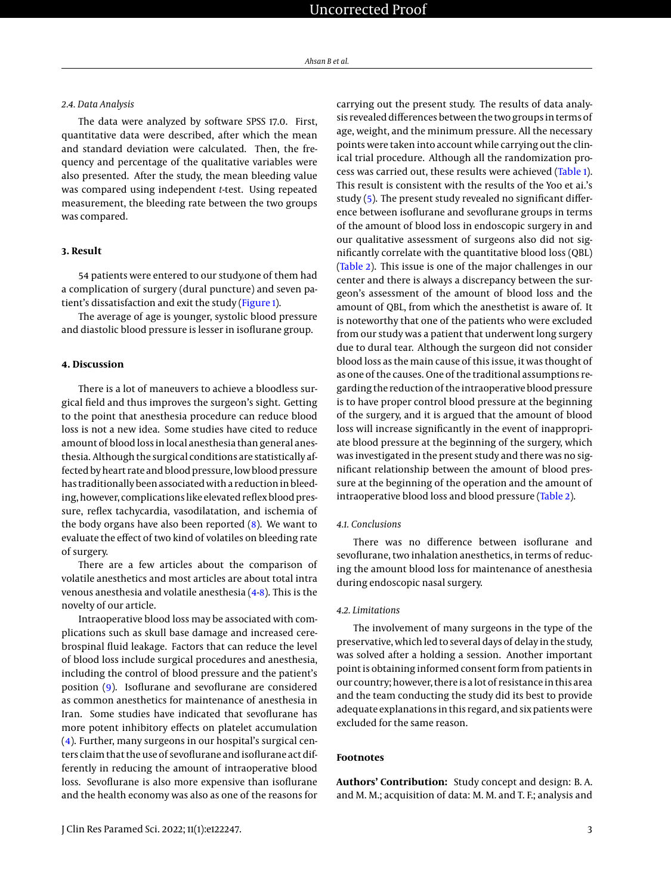### 2.4. Data Analysis

The data were analyzed by software SPSS 17.0. First, quantitative data were described, after which the mean and standard deviation were calculated. Then, the frequency and percentage of the qualitative variables were also presented. After the study, the mean bleeding value was compared using independent *t*-test. Using repeated measurement, the bleeding rate between the two groups was compared.

## 3. Result

54 patients were entered to our study.one of them had a complication of surgery (dural puncture) and seven patient's dissatisfaction and exit the study (Figure 1).

The average of age is younger, systolic blood pressure and diastolic blood pressure is lesser in isoflurane group.

## 4. Discussion

There is a lot of maneuvers to achieve a bloodless surgical field and thus improves the surgeon's sight. Getting to the point that anesthesia procedure can reduce blood loss is not a new idea. Some studies have cited to reduce amount of blood loss in local anesthesia than general anesthesia. Although the surgical conditions are statistically affected by heart rate and blood pressure, low blood pressure has traditionally been associated with a reduction in bleeding, however, complications like elevated reflex blood pressure, reflex tachycardia, vasodilatation, and ischemia of the body organs have also been reported (8). We want to evaluate the effect of two kind of volatiles on bleeding rate of surgery.

There are a few articles about the comparison of volatile anesthetics and most articles are about total intra venous anesthesia and volatile anesthesia (4-8). This is the novelty of our article.

Intraoperative blood loss may be associated with complications such as skull base damage and increased cerebrospinal fluid leakage. Factors that can reduce the level of blood loss include surgical procedures and anesthesia, including the control of blood pressure and the patient's position (9). Isoflurane and sevoflurane are considered as common anesthetics for maintenance of anesthesia in Iran. Some studies have indicated that sevoflurane has more potent inhibitory effects on platelet accumulation (4). Further, many surgeons in our hospital's surgical centers claim that the use of sevoflurane and isoflurane act differently in reducing the amount of intraoperative blood loss. Sevoflurane is also more expensive than isoflurane and the health economy was also as one of the reasons for carrying out the present study. The results of data analysis revealed differences between the two groups in terms of age, weight, and the minimum pressure. All the necessary points were taken into account while carrying out the clinical trial procedure. Although all the randomization process was carried out, these results were achieved (Table 1). This result is consistent with the results of the Yoo et ai.'s study (5). The present study revealed no significant difference between isoflurane and sevoflurane groups in terms of the amount of blood loss in endoscopic surgery in and our qualitative assessment of surgeons also did not significantly correlate with the quantitative blood loss (QBL) (Table 2). This issue is one of the major challenges in our center and there is always a discrepancy between the surgeon's assessment of the amount of blood loss and the amount of QBL, from which the anesthetist is aware of. It is noteworthy that one of the patients who were excluded from our study was a patient that underwent long surgery due to dural tear. Although the surgeon did not consider blood loss as the main cause of this issue, it was thought of as one of the causes. One of the traditional assumptions regarding the reduction of the intraoperative blood pressure is to have proper control blood pressure at the beginning of the surgery, and it is argued that the amount of blood loss will increase significantly in the event of inappropriate blood pressure at the beginning of the surgery, which was investigated in the present study and there was no significant relationship between the amount of blood pressure at the beginning of the operation and the amount of intraoperative blood loss and blood pressure (Table 2).

### 4.1. Conclusions

There was no difference between isoflurane and sevoflurane, two inhalation anesthetics, in terms of reducing the amount blood loss for maintenance of anesthesia during endoscopic nasal surgery.

### 4.2. Limitations

The involvement of many surgeons in the type of the preservative, which led to several days of delay in the study, was solved after a holding a session. Another important point is obtaining informed consent form from patients in our country; however, there is a lot of resistance in this area and the team conducting the study did its best to provide adequate explanations in this regard, and six patients were excluded for the same reason.

## Footnotes

**Authors' Contribution:** Study concept and design: B. A. and M. M.; acquisition of data: M. M. and T. F.; analysis and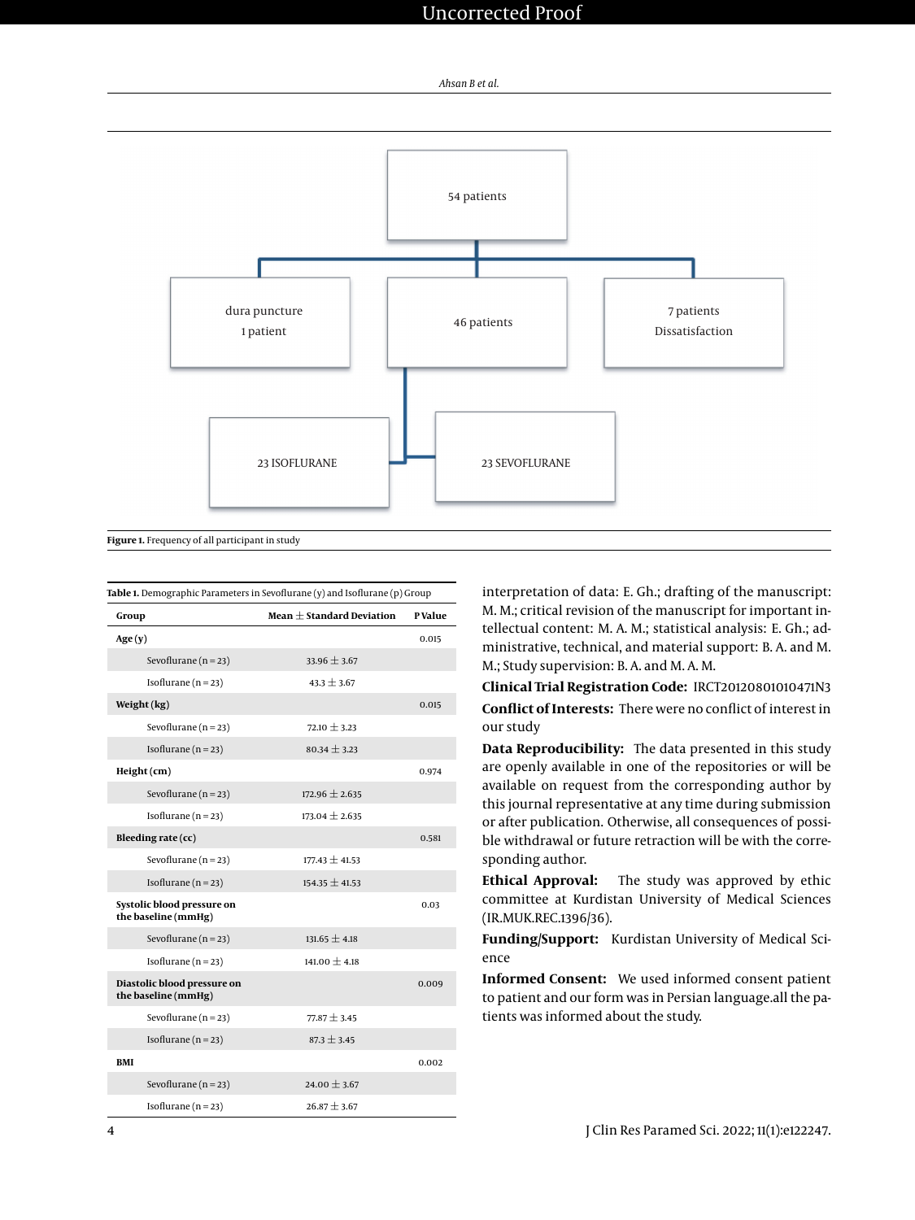54 patients

dura puncture 1 patient

46 patients

7 patients Dissatisfaction

23 ISOFLURANE

23 SEVOFLURANE

**Figure 1.** Frequency of all participant in study

**Table 1.** Demographic Parameters in Sevoflurane (y) and Isoflurane (p) Group

| Group | Mean ± Standard Deviation | P Value |
|---|---|---|
| **Age (y)** | | 0.015 |
| Sevoflurane (n = 23) | 33.96 ± 3.67 | |
| Isoflurane (n = 23) | 43.3 ± 3.67 | |
| **Weight (kg)** | | 0.015 |
| Sevoflurane (n = 23) | 72.10 ± 3.23 | |
| Isoflurane (n = 23) | 80.34 ± 3.23 | |
| **Height (cm)** | | 0.974 |
| Sevoflurane (n = 23) | 172.96 ± 2.635 | |
| Isoflurane (n = 23) | 173.04 ± 2.635 | |
| **Bleeding rate (cc)** | | 0.581 |
| Sevoflurane (n = 23) | 177.43 ± 41.53 | |
| Isoflurane (n = 23) | 154.35 ± 41.53 | |
| **Systolic blood pressure on the baseline (mmHg)** | | 0.03 |
| Sevoflurane (n = 23) | 131.65 ± 4.18 | |
| Isoflurane (n = 23) | 141.00 ± 4.18 | |
| **Diastolic blood pressure on the baseline (mmHg)** | | 0.009 |
| Sevoflurane (n = 23) | 77.87 ± 3.45 | |
| Isoflurane (n = 23) | 87.3 ± 3.45 | |
| **BMI** | | 0.002 |
| Sevoflurane (n = 23) | 24.00 ± 3.67 | |
| Isoflurane (n = 23) | 26.87 ± 3.67 | |

interpretation of data: E. Gh.; drafting of the manuscript: M. M.; critical revision of the manuscript for important intellectual content: M. A. M.; statistical analysis: E. Gh.; administrative, technical, and material support: B. A. and M. M.; Study supervision: B. A. and M. A. M.

**Clinical Trial Registration Code:** IRCT20120801010471N3

**Conflict of Interests:** There were no conflict of interest in our study

**Data Reproducibility:** The data presented in this study are openly available in one of the repositories or will be available on request from the corresponding author by this journal representative at any time during submission or after publication. Otherwise, all consequences of possible withdrawal or future retraction will be with the corresponding author.

**Ethical Approval:** The study was approved by ethic committee at Kurdistan University of Medical Sciences (IR.MUK.REC.1396/36).

**Funding/Support:** Kurdistan University of Medical Science

**Informed Consent:** We used informed consent patient to patient and our form was in Persian language.all the patients was informed about the study.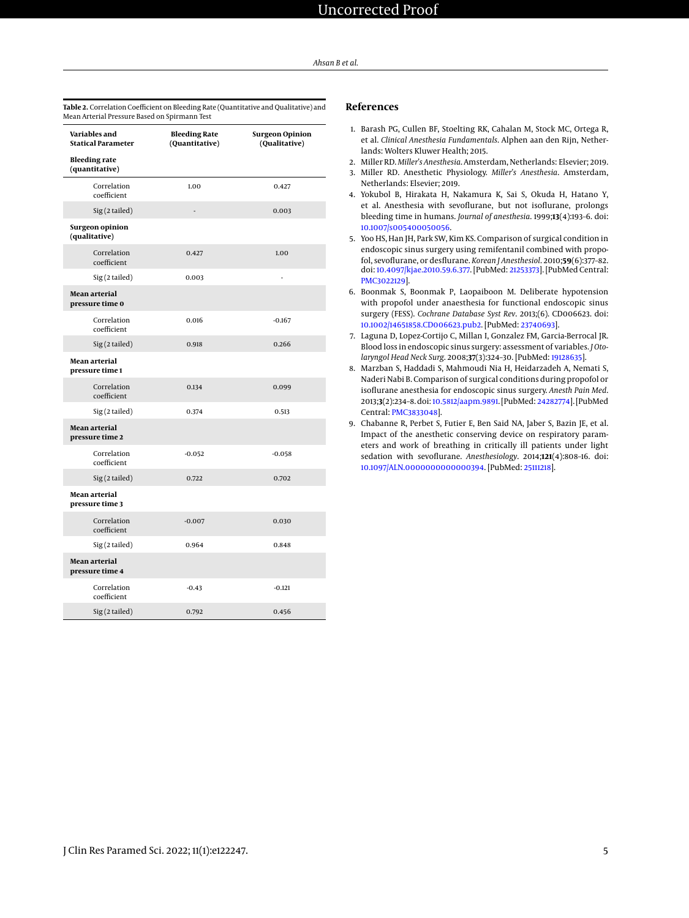**Table 2.** Correlation Coefficient on Bleeding Rate (Quantitative and Qualitative) and Mean Arterial Pressure Based on Spirmann Test

| Variables and Statical Parameter | Bleeding Rate (Quantitative) | Surgeon Opinion (Qualitative) |
|---|---|---|
| **Bleeding rate (quantitative)** | | |
| Correlation coefficient | 1.00 | 0.427 |
| Sig (2 tailed) | - | 0.003 |
| **Surgeon opinion (qualitative)** | | |
| Correlation coefficient | 0.427 | 1.00 |
| Sig (2 tailed) | 0.003 | - |
| **Mean arterial pressure time 0** | | |
| Correlation coefficient | 0.016 | -0.167 |
| Sig (2 tailed) | 0.918 | 0.266 |
| **Mean arterial pressure time 1** | | |
| Correlation coefficient | 0.134 | 0.099 |
| Sig (2 tailed) | 0.374 | 0.513 |
| **Mean arterial pressure time 2** | | |
| Correlation coefficient | -0.052 | -0.058 |
| Sig (2 tailed) | 0.722 | 0.702 |
| **Mean arterial pressure time 3** | | |
| Correlation coefficient | -0.007 | 0.030 |
| Sig (2 tailed) | 0.964 | 0.848 |
| **Mean arterial pressure time 4** | | |
| Correlation coefficient | -0.43 | -0.121 |
| Sig (2 tailed) | 0.792 | 0.456 |

## References

1. Barash PG, Cullen BF, Stoelting RK, Cahalan M, Stock MC, Ortega R, et al. *Clinical Anesthesia Fundamentals*. Alphen aan den Rijn, Netherlands: Wolters Kluwer Health; 2015.
2. Miller RD. *Miller's Anesthesia*. Amsterdam, Netherlands: Elsevier; 2019.
3. Miller RD. Anesthetic Physiology. *Miller's Anesthesia*. Amsterdam, Netherlands: Elsevier; 2019.
4. Yokubol B, Hirakata H, Nakamura K, Sai S, Okuda H, Hatano Y, et al. Anesthesia with sevoflurane, but not isoflurane, prolongs bleeding time in humans. *Journal of anesthesia*. 1999;**13**(4):193–6. doi: 10.1007/s005400050056.
5. Yoo HS, Han JH, Park SW, Kim KS. Comparison of surgical condition in endoscopic sinus surgery using remifentanil combined with propofol, sevoflurane, or desflurane. *Korean J Anesthesiol*. 2010;**59**(6):377–82. doi: 10.4097/kjae.2010.59.6.377. [PubMed: 21253373]. [PubMed Central: PMC3022129].
6. Boonmak S, Boonmak P, Laopaiboon M. Deliberate hypotension with propofol under anaesthesia for functional endoscopic sinus surgery (FESS). *Cochrane Database Syst Rev*. 2013;(6). CD006623. doi: 10.1002/14651858.CD006623.pub2. [PubMed: 23740693].
7. Laguna D, Lopez-Cortijo C, Millan I, Gonzalez FM, Garcia-Berrocal JR. Blood loss in endoscopic sinus surgery: assessment of variables. *J Otolaryngol Head Neck Surg*. 2008;**37**(3):324–30. [PubMed: 19128635].
8. Marzban S, Haddadi S, Mahmoudi Nia H, Heidarzadeh A, Nemati S, Naderi Nabi B. Comparison of surgical conditions during propofol or isoflurane anesthesia for endoscopic sinus surgery. *Anesth Pain Med*. 2013;**3**(2):234–8. doi: 10.5812/aapm.9891. [PubMed: 24282774]. [PubMed Central: PMC3833048].
9. Chabanne R, Perbet S, Futier E, Ben Said NA, Jaber S, Bazin JE, et al. Impact of the anesthetic conserving device on respiratory parameters and work of breathing in critically ill patients under light sedation with sevoflurane. *Anesthesiology*. 2014;**121**(4):808–16. doi: 10.1097/ALN.0000000000000394. [PubMed: 25111218].